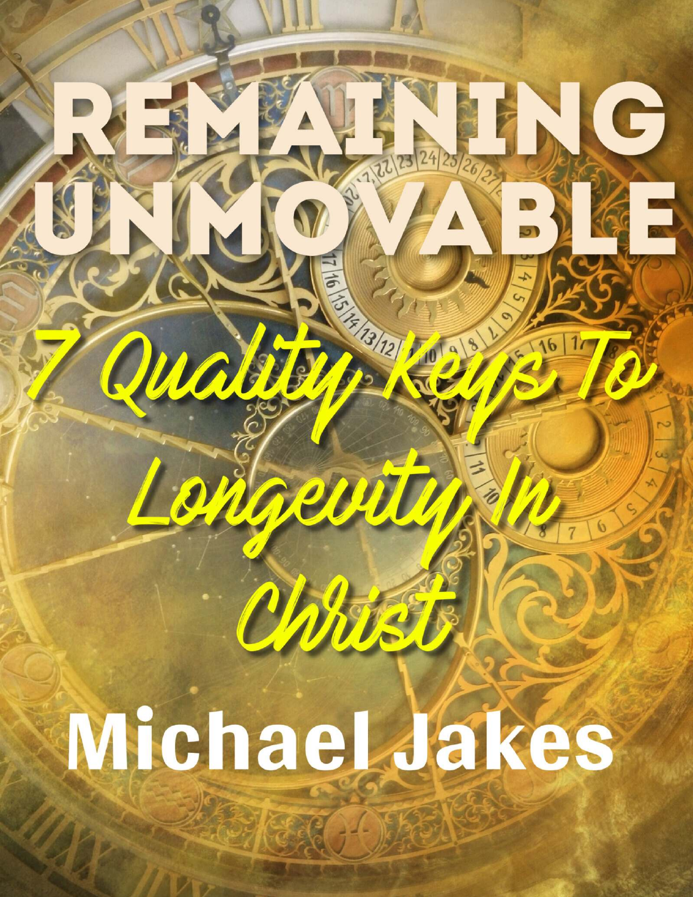# REMAINING UNMOVABLE

## 7 Quality Keys To Longevity In Christ

**Michael Jakes**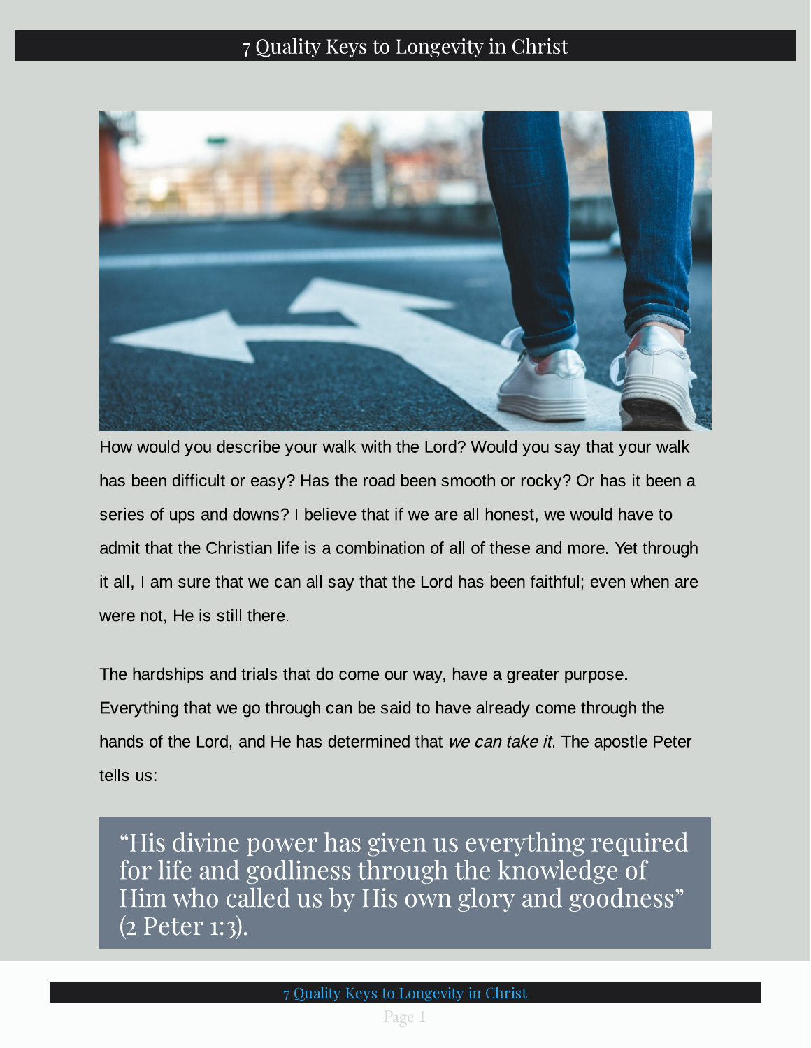How would you describe your walk with the Lord? Would you say that your walk has been difficult or easy? Has the road been smooth or rocky? Or has it been a series of ups and downs? I believe that if we are all honest, we would have to admit that the Christian life is a combination of all of these and more. Yet through it all, I am sure that we can all say that the Lord has been faithful; even when are were not, He is still there.

The hardships and trials that do come our way, have a greater purpose. Everything that we go through can be said to have already come through the hands of the Lord, and He has determined that *we can take it*. The apostle Peter tells us:

> "His divine power has given us everything required for life and godliness through the knowledge of Him who called us by His own glory and goodness" (2 Peter 1:3).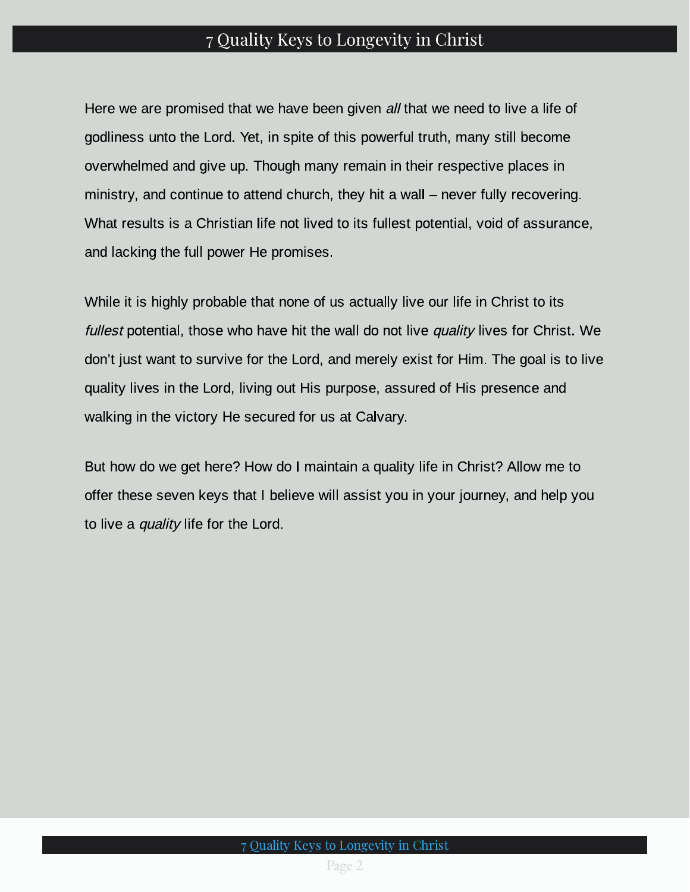Here we are promised that we have been given *all* that we need to live a life of godliness unto the Lord. Yet, in spite of this powerful truth, many still become overwhelmed and give up. Though many remain in their respective places in ministry, and continue to attend church, they hit a wall – never fully recovering. What results is a Christian life not lived to its fullest potential, void of assurance, and lacking the full power He promises.

While it is highly probable that none of us actually live our life in Christ to its *fullest* potential, those who have hit the wall do not live *quality* lives for Christ. We don't just want to survive for the Lord, and merely exist for Him. The goal is to live quality lives in the Lord, living out His purpose, assured of His presence and walking in the victory He secured for us at Calvary.

But how do we get here? How do I maintain a quality life in Christ? Allow me to offer these seven keys that I believe will assist you in your journey, and help you to live a *quality* life for the Lord.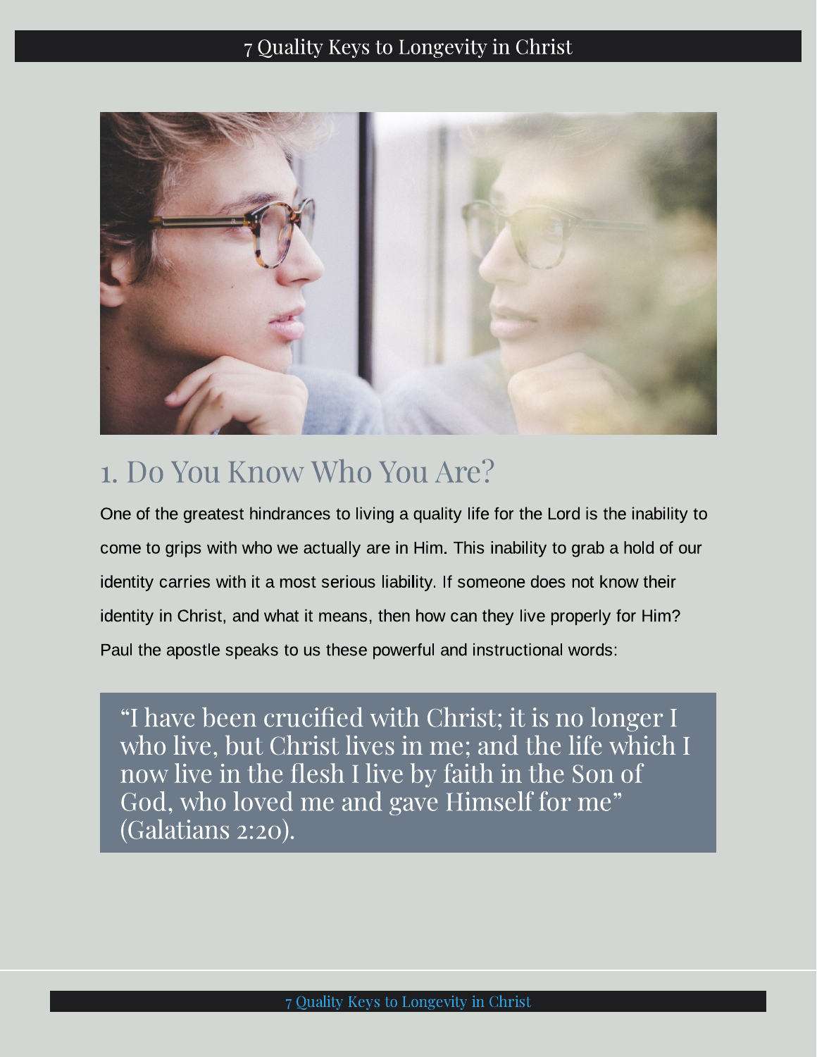## 1. Do You Know Who You Are?

One of the greatest hindrances to living a quality life for the Lord is the inability to come to grips with who we actually are in Him. This inability to grab a hold of our identity carries with it a most serious liability. If someone does not know their identity in Christ, and what it means, then how can they live properly for Him? Paul the apostle speaks to us these powerful and instructional words:

> "I have been crucified with Christ; it is no longer I who live, but Christ lives in me; and the life which I now live in the flesh I live by faith in the Son of God, who loved me and gave Himself for me" (Galatians 2:20).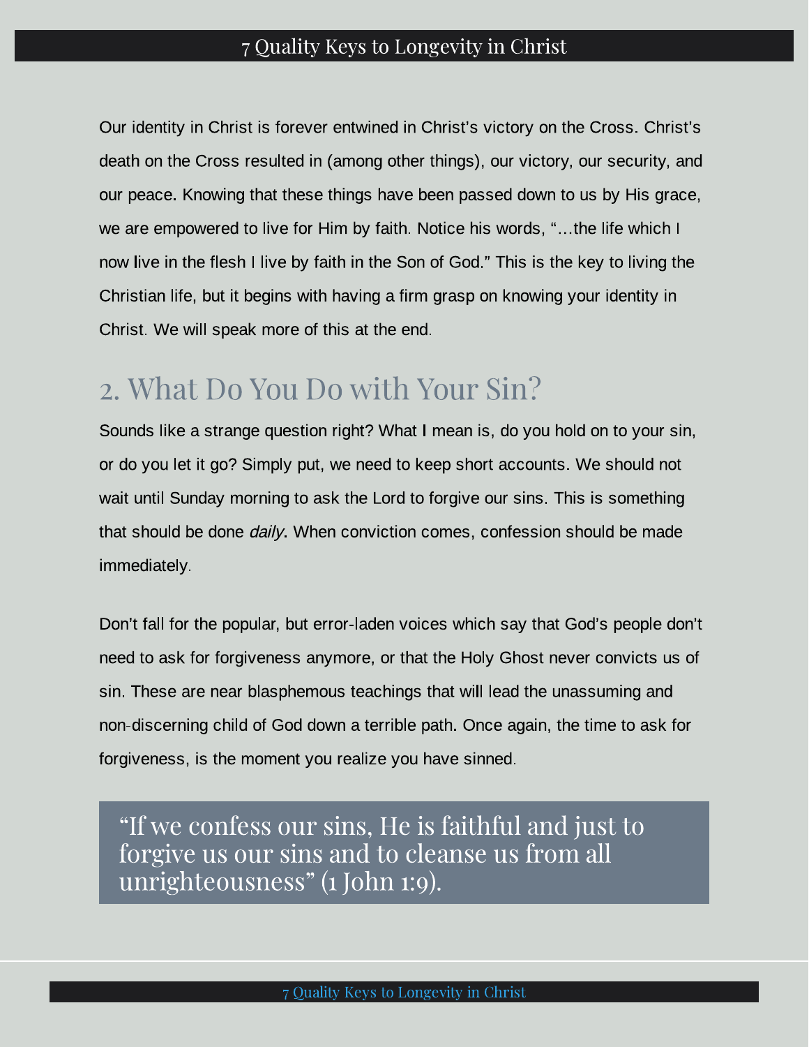Our identity in Christ is forever entwined in Christ's victory on the Cross. Christ's death on the Cross resulted in (among other things), our victory, our security, and our peace. Knowing that these things have been passed down to us by His grace, we are empowered to live for Him by faith. Notice his words, "…the life which I now live in the flesh I live by faith in the Son of God." This is the key to living the Christian life, but it begins with having a firm grasp on knowing your identity in Christ. We will speak more of this at the end.

## 2. What Do You Do with Your Sin?

Sounds like a strange question right? What I mean is, do you hold on to your sin, or do you let it go? Simply put, we need to keep short accounts. We should not wait until Sunday morning to ask the Lord to forgive our sins. This is something that should be done *daily*. When conviction comes, confession should be made immediately.

Don't fall for the popular, but error-laden voices which say that God's people don't need to ask for forgiveness anymore, or that the Holy Ghost never convicts us of sin. These are near blasphemous teachings that will lead the unassuming and non-discerning child of God down a terrible path. Once again, the time to ask for forgiveness, is the moment you realize you have sinned.

> "If we confess our sins, He is faithful and just to forgive us our sins and to cleanse us from all unrighteousness" (1 John 1:9).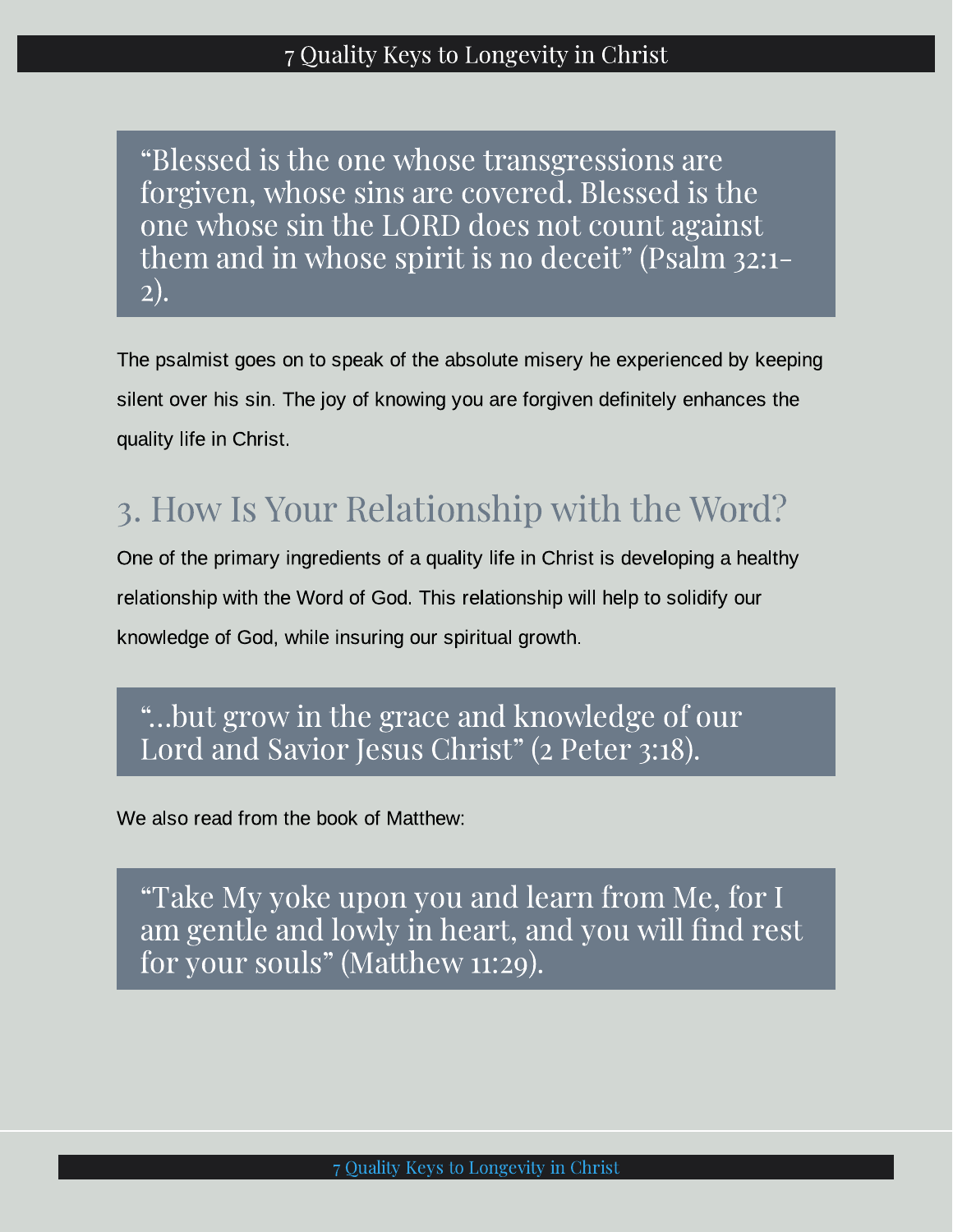> "Blessed is the one whose transgressions are forgiven, whose sins are covered. Blessed is the one whose sin the LORD does not count against them and in whose spirit is no deceit" (Psalm 32:1-2).

The psalmist goes on to speak of the absolute misery he experienced by keeping silent over his sin. The joy of knowing you are forgiven definitely enhances the quality life in Christ.

## 3. How Is Your Relationship with the Word?

One of the primary ingredients of a quality life in Christ is developing a healthy relationship with the Word of God. This relationship will help to solidify our knowledge of God, while insuring our spiritual growth.

> "...but grow in the grace and knowledge of our Lord and Savior Jesus Christ" (2 Peter 3:18).

We also read from the book of Matthew:

> "Take My yoke upon you and learn from Me, for I am gentle and lowly in heart, and you will find rest for your souls" (Matthew 11:29).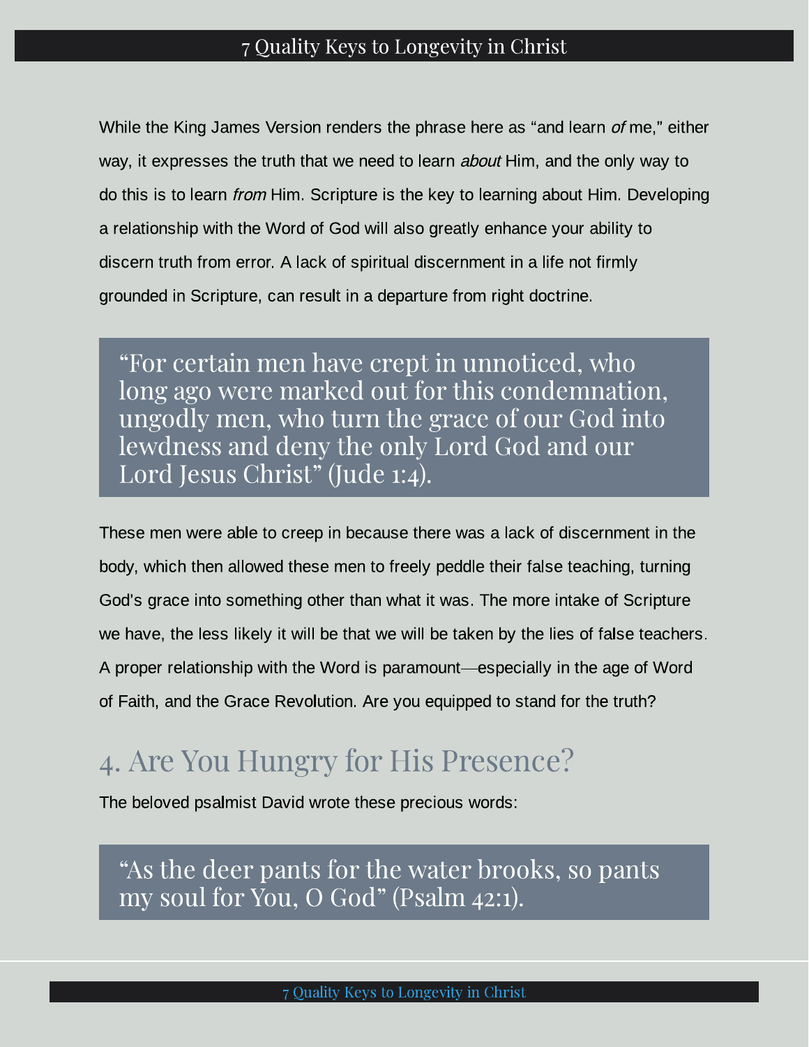While the King James Version renders the phrase here as “and learn *of* me,” either way, it expresses the truth that we need to learn *about* Him, and the only way to do this is to learn *from* Him. Scripture is the key to learning about Him. Developing a relationship with the Word of God will also greatly enhance your ability to discern truth from error. A lack of spiritual discernment in a life not firmly grounded in Scripture, can result in a departure from right doctrine.

> “For certain men have crept in unnoticed, who long ago were marked out for this condemnation, ungodly men, who turn the grace of our God into lewdness and deny the only Lord God and our Lord Jesus Christ” (Jude 1:4).

These men were able to creep in because there was a lack of discernment in the body, which then allowed these men to freely peddle their false teaching, turning God's grace into something other than what it was. The more intake of Scripture we have, the less likely it will be that we will be taken by the lies of false teachers. A proper relationship with the Word is paramount—especially in the age of Word of Faith, and the Grace Revolution. Are you equipped to stand for the truth?

## 4. Are You Hungry for His Presence?

The beloved psalmist David wrote these precious words:

> “As the deer pants for the water brooks, so pants my soul for You, O God” (Psalm 42:1).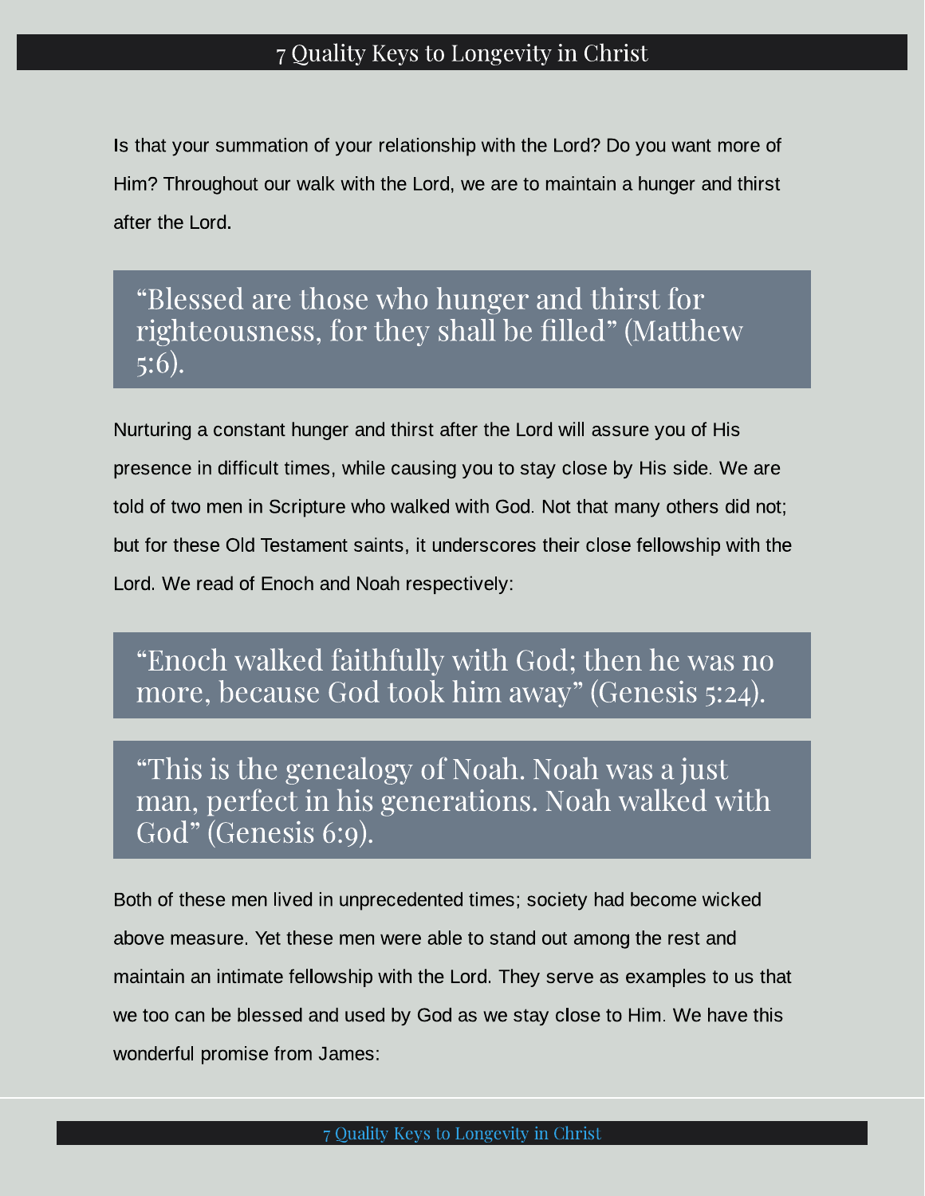Is that your summation of your relationship with the Lord? Do you want more of Him? Throughout our walk with the Lord, we are to maintain a hunger and thirst after the Lord.

> "Blessed are those who hunger and thirst for righteousness, for they shall be filled" (Matthew 5:6).

Nurturing a constant hunger and thirst after the Lord will assure you of His presence in difficult times, while causing you to stay close by His side. We are told of two men in Scripture who walked with God. Not that many others did not; but for these Old Testament saints, it underscores their close fellowship with the Lord. We read of Enoch and Noah respectively:

> "Enoch walked faithfully with God; then he was no more, because God took him away" (Genesis 5:24).

> "This is the genealogy of Noah. Noah was a just man, perfect in his generations. Noah walked with God" (Genesis 6:9).

Both of these men lived in unprecedented times; society had become wicked above measure. Yet these men were able to stand out among the rest and maintain an intimate fellowship with the Lord. They serve as examples to us that we too can be blessed and used by God as we stay close to Him. We have this wonderful promise from James: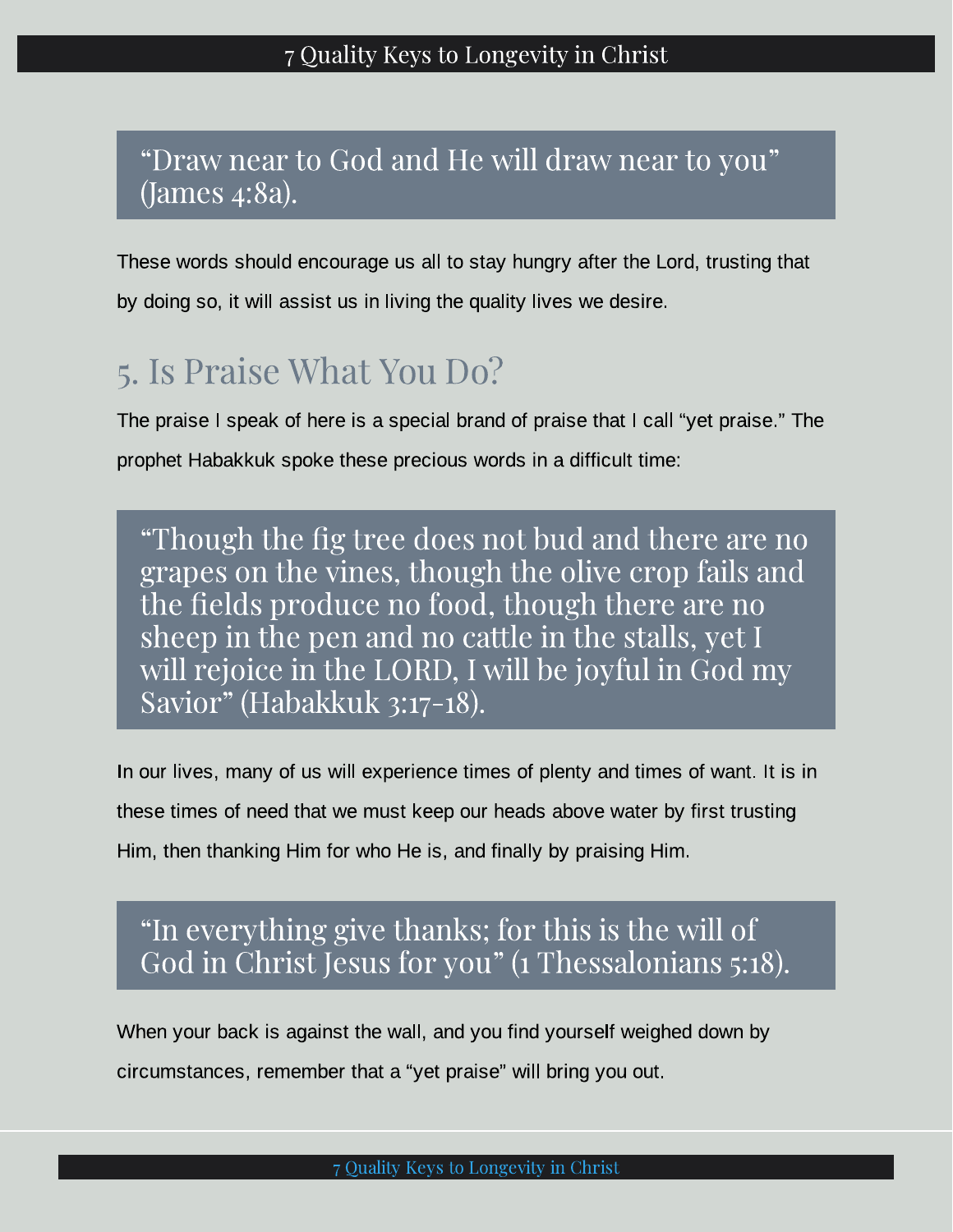> "Draw near to God and He will draw near to you" (James 4:8a).

These words should encourage us all to stay hungry after the Lord, trusting that by doing so, it will assist us in living the quality lives we desire.

## 5. Is Praise What You Do?

The praise I speak of here is a special brand of praise that I call "yet praise." The prophet Habakkuk spoke these precious words in a difficult time:

> "Though the fig tree does not bud and there are no grapes on the vines, though the olive crop fails and the fields produce no food, though there are no sheep in the pen and no cattle in the stalls, yet I will rejoice in the LORD, I will be joyful in God my Savior" (Habakkuk 3:17-18).

In our lives, many of us will experience times of plenty and times of want. It is in these times of need that we must keep our heads above water by first trusting Him, then thanking Him for who He is, and finally by praising Him.

> "In everything give thanks; for this is the will of God in Christ Jesus for you" (1 Thessalonians 5:18).

When your back is against the wall, and you find yourself weighed down by circumstances, remember that a "yet praise" will bring you out.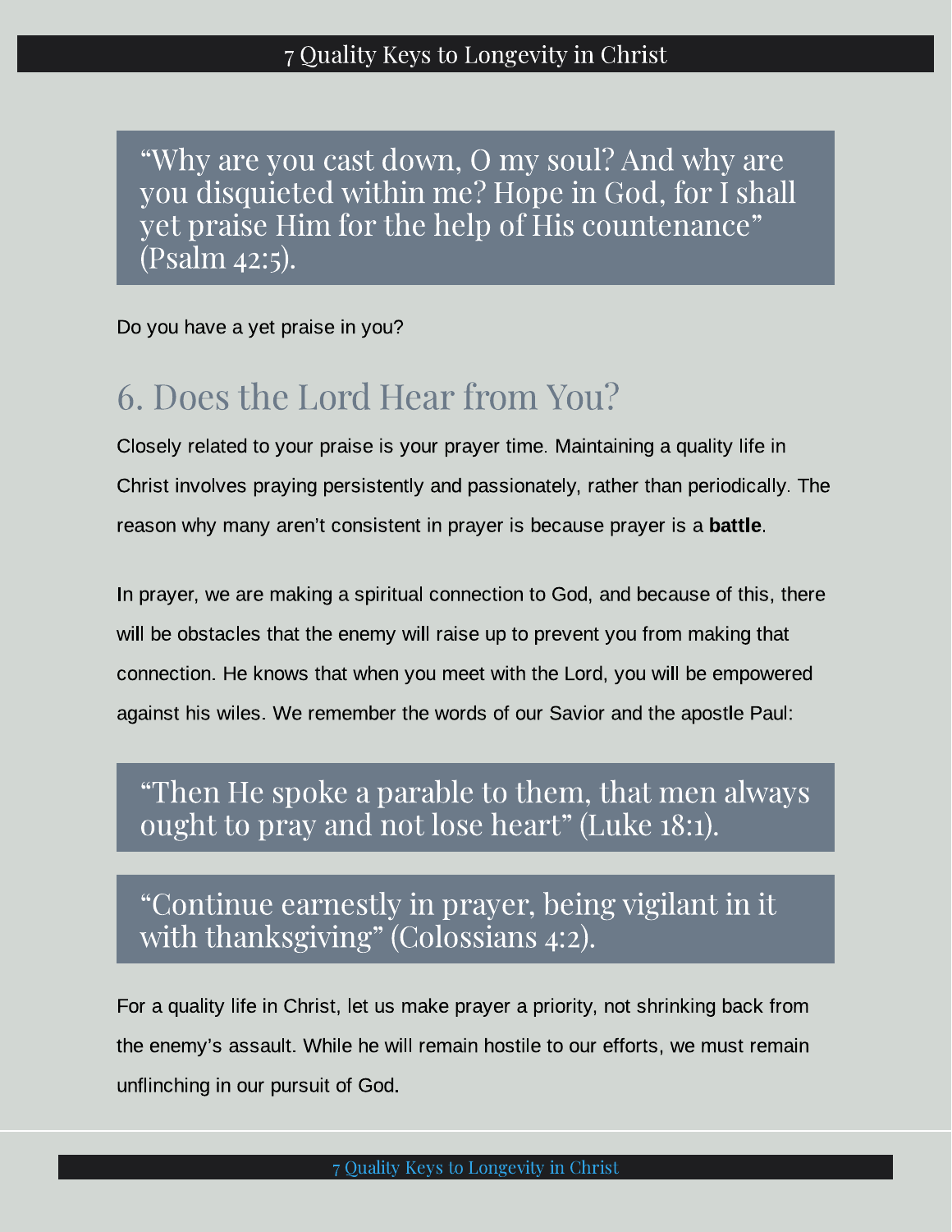> "Why are you cast down, O my soul? And why are you disquieted within me? Hope in God, for I shall yet praise Him for the help of His countenance" (Psalm 42:5).

Do you have a yet praise in you?

## 6. Does the Lord Hear from You?

Closely related to your praise is your prayer time. Maintaining a quality life in Christ involves praying persistently and passionately, rather than periodically. The reason why many aren't consistent in prayer is because prayer is a **battle**.

In prayer, we are making a spiritual connection to God, and because of this, there will be obstacles that the enemy will raise up to prevent you from making that connection. He knows that when you meet with the Lord, you will be empowered against his wiles. We remember the words of our Savior and the apostle Paul:

> "Then He spoke a parable to them, that men always ought to pray and not lose heart" (Luke 18:1).

> "Continue earnestly in prayer, being vigilant in it with thanksgiving" (Colossians 4:2).

For a quality life in Christ, let us make prayer a priority, not shrinking back from the enemy's assault. While he will remain hostile to our efforts, we must remain unflinching in our pursuit of God.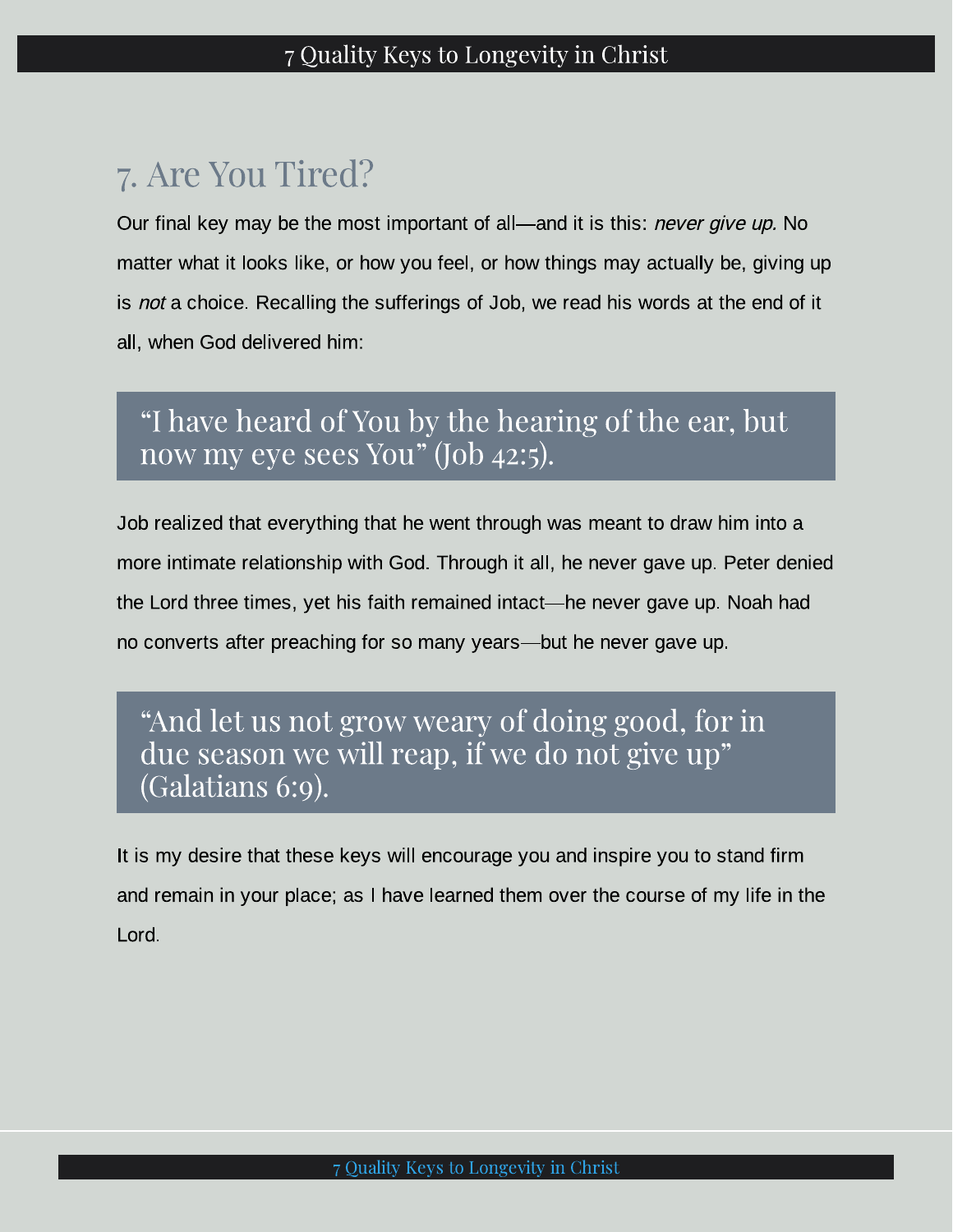## 7. Are You Tired?

Our final key may be the most important of all—and it is this: *never give up.* No matter what it looks like, or how you feel, or how things may actually be, giving up is *not* a choice. Recalling the sufferings of Job, we read his words at the end of it all, when God delivered him:

> "I have heard of You by the hearing of the ear, but now my eye sees You" (Job 42:5).

Job realized that everything that he went through was meant to draw him into a more intimate relationship with God. Through it all, he never gave up. Peter denied the Lord three times, yet his faith remained intact—he never gave up. Noah had no converts after preaching for so many years—but he never gave up.

> "And let us not grow weary of doing good, for in due season we will reap, if we do not give up" (Galatians 6:9).

It is my desire that these keys will encourage you and inspire you to stand firm and remain in your place; as I have learned them over the course of my life in the Lord.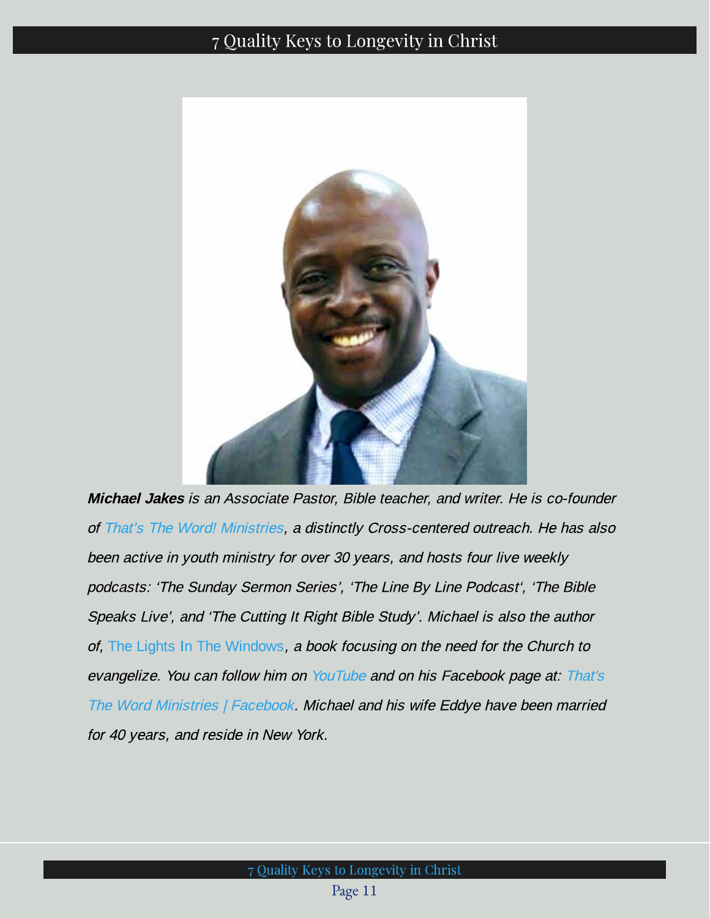***Michael Jakes** is an Associate Pastor, Bible teacher, and writer. He is co-founder of That's The Word! Ministries, a distinctly Cross-centered outreach. He has also been active in youth ministry for over 30 years, and hosts four live weekly podcasts: 'The Sunday Sermon Series', 'The Line By Line Podcast', 'The Bible Speaks Live', and 'The Cutting It Right Bible Study'. Michael is also the author of,* The Lights In The Windows*, a book focusing on the need for the Church to evangelize. You can follow him on YouTube and on his Facebook page at: That's The Word Ministries | Facebook. Michael and his wife Eddye have been married for 40 years, and reside in New York.*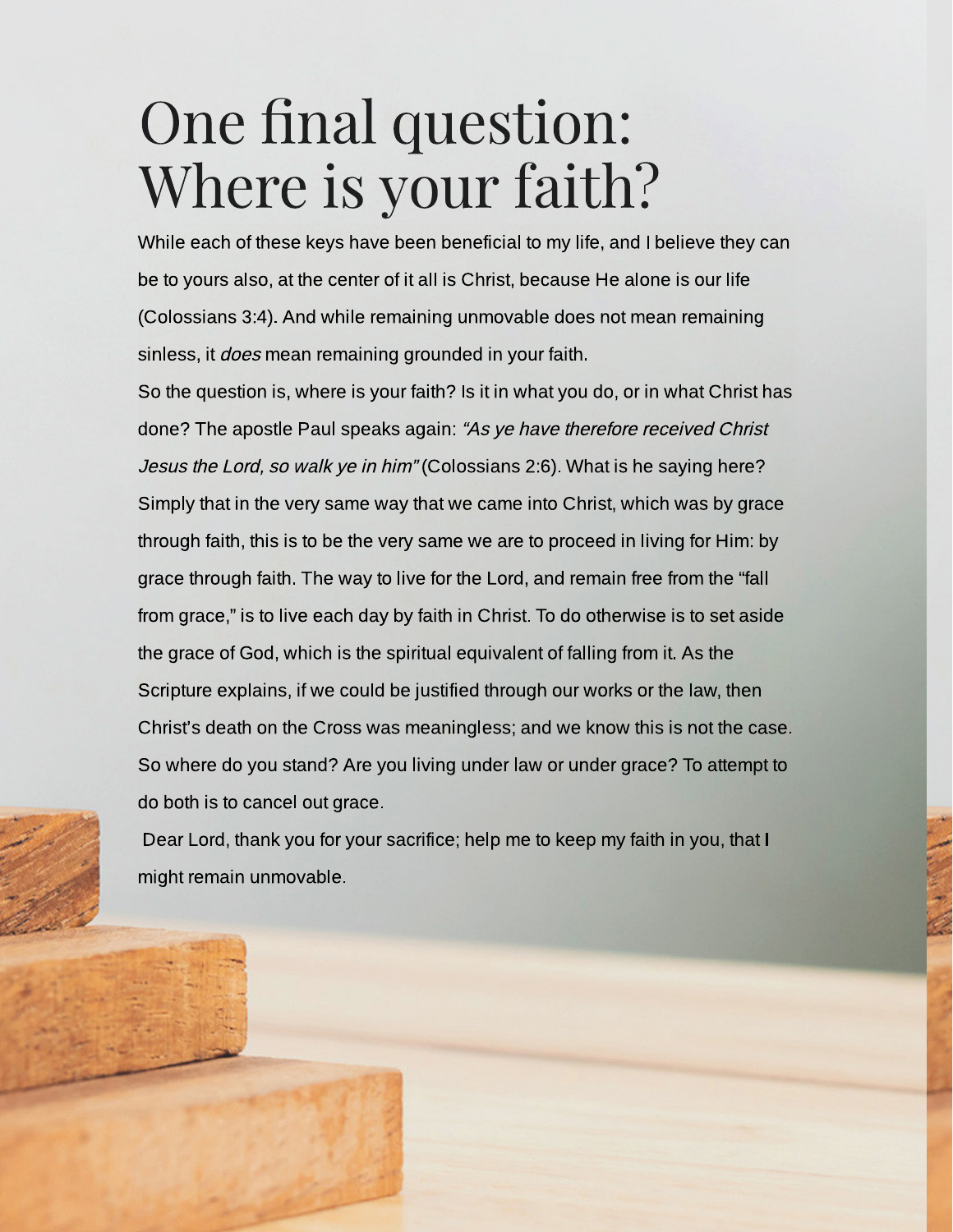# One final question: Where is your faith?

While each of these keys have been beneficial to my life, and I believe they can be to yours also, at the center of it all is Christ, because He alone is our life (Colossians 3:4). And while remaining unmovable does not mean remaining sinless, it *does* mean remaining grounded in your faith.

So the question is, where is your faith? Is it in what you do, or in what Christ has done? The apostle Paul speaks again: *"As ye have therefore received Christ Jesus the Lord, so walk ye in him"* (Colossians 2:6). What is he saying here? Simply that in the very same way that we came into Christ, which was by grace through faith, this is to be the very same we are to proceed in living for Him: by grace through faith. The way to live for the Lord, and remain free from the "fall from grace," is to live each day by faith in Christ. To do otherwise is to set aside the grace of God, which is the spiritual equivalent of falling from it. As the Scripture explains, if we could be justified through our works or the law, then Christ's death on the Cross was meaningless; and we know this is not the case. So where do you stand? Are you living under law or under grace? To attempt to do both is to cancel out grace.

Dear Lord, thank you for your sacrifice; help me to keep my faith in you, that I might remain unmovable.